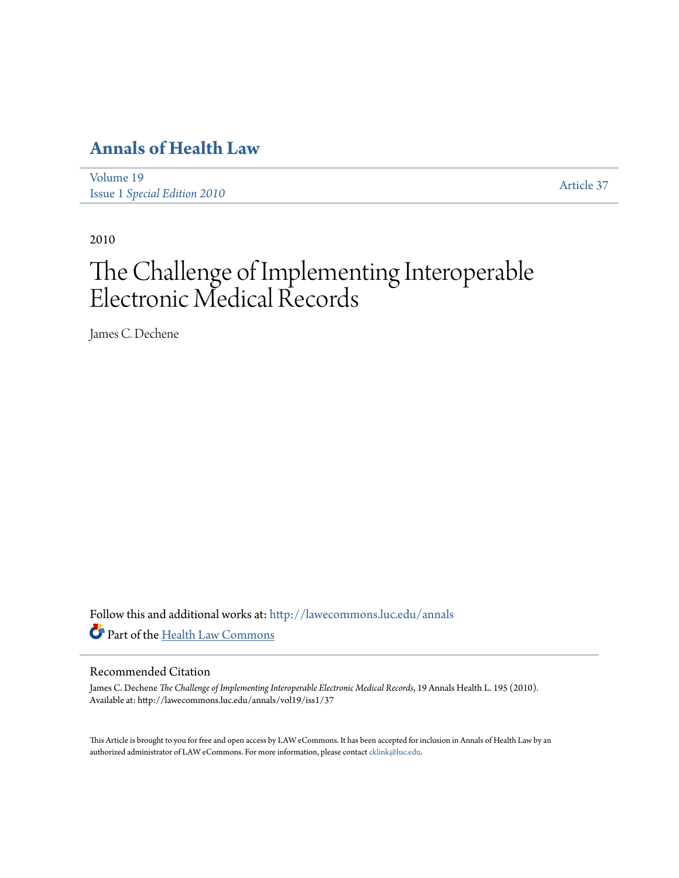# Annals of Health Law

Volume 19
Issue 1 *Special Edition 2010*

Article 37

2010

# The Challenge of Implementing Interoperable Electronic Medical Records

James C. Dechene

Follow this and additional works at: http://lawecommons.luc.edu/annals

Part of the Health Law Commons

## Recommended Citation

James C. Dechene *The Challenge of Implementing Interoperable Electronic Medical Records*, 19 Annals Health L. 195 (2010).
Available at: http://lawecommons.luc.edu/annals/vol19/iss1/37

This Article is brought to you for free and open access by LAW eCommons. It has been accepted for inclusion in Annals of Health Law by an authorized administrator of LAW eCommons. For more information, please contact cklink@luc.edu.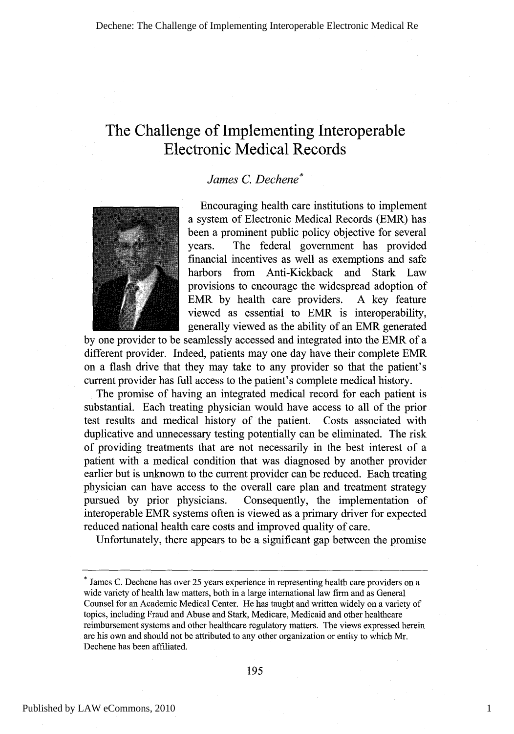# The Challenge of Implementing Interoperable Electronic Medical Records

*James C. Dechene*[*]

Encouraging health care institutions to implement a system of Electronic Medical Records (EMR) has been a prominent public policy objective for several years. The federal government has provided financial incentives as well as exemptions and safe harbors from Anti-Kickback and Stark Law provisions to encourage the widespread adoption of EMR by health care providers. A key feature viewed as essential to EMR is interoperability, generally viewed as the ability of an EMR generated by one provider to be seamlessly accessed and integrated into the EMR of a different provider. Indeed, patients may one day have their complete EMR on a flash drive that they may take to any provider so that the patient's current provider has full access to the patient's complete medical history.

The promise of having an integrated medical record for each patient is substantial. Each treating physician would have access to all of the prior test results and medical history of the patient. Costs associated with duplicative and unnecessary testing potentially can be eliminated. The risk of providing treatments that are not necessarily in the best interest of a patient with a medical condition that was diagnosed by another provider earlier but is unknown to the current provider can be reduced. Each treating physician can have access to the overall care plan and treatment strategy pursued by prior physicians. Consequently, the implementation of interoperable EMR systems often is viewed as a primary driver for expected reduced national health care costs and improved quality of care.

Unfortunately, there appears to be a significant gap between the promise

---

[*] James C. Dechene has over 25 years experience in representing health care providers on a wide variety of health law matters, both in a large international law firm and as General Counsel for an Academic Medical Center. He has taught and written widely on a variety of topics, including Fraud and Abuse and Stark, Medicare, Medicaid and other healthcare reimbursement systems and other healthcare regulatory matters. The views expressed herein are his own and should not be attributed to any other organization or entity to which Mr. Dechene has been affiliated.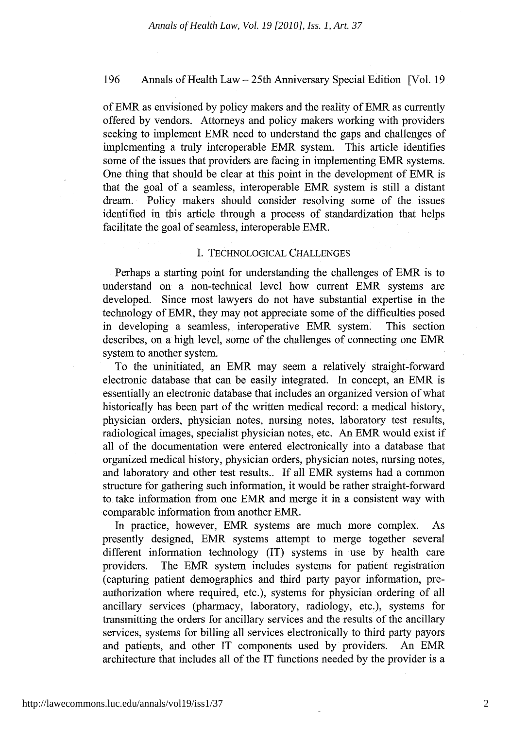of EMR as envisioned by policy makers and the reality of EMR as currently offered by vendors. Attorneys and policy makers working with providers seeking to implement EMR need to understand the gaps and challenges of implementing a truly interoperable EMR system. This article identifies some of the issues that providers are facing in implementing EMR systems. One thing that should be clear at this point in the development of EMR is that the goal of a seamless, interoperable EMR system is still a distant dream. Policy makers should consider resolving some of the issues identified in this article through a process of standardization that helps facilitate the goal of seamless, interoperable EMR.

## I. TECHNOLOGICAL CHALLENGES

Perhaps a starting point for understanding the challenges of EMR is to understand on a non-technical level how current EMR systems are developed. Since most lawyers do not have substantial expertise in the technology of EMR, they may not appreciate some of the difficulties posed in developing a seamless, interoperative EMR system. This section describes, on a high level, some of the challenges of connecting one EMR system to another system.

To the uninitiated, an EMR may seem a relatively straight-forward electronic database that can be easily integrated. In concept, an EMR is essentially an electronic database that includes an organized version of what historically has been part of the written medical record: a medical history, physician orders, physician notes, nursing notes, laboratory test results, radiological images, specialist physician notes, etc. An EMR would exist if all of the documentation were entered electronically into a database that organized medical history, physician orders, physician notes, nursing notes, and laboratory and other test results.. If all EMR systems had a common structure for gathering such information, it would be rather straight-forward to take information from one EMR and merge it in a consistent way with comparable information from another EMR.

In practice, however, EMR systems are much more complex. As presently designed, EMR systems attempt to merge together several different information technology (IT) systems in use by health care providers. The EMR system includes systems for patient registration (capturing patient demographics and third party payor information, pre-authorization where required, etc.), systems for physician ordering of all ancillary services (pharmacy, laboratory, radiology, etc.), systems for transmitting the orders for ancillary services and the results of the ancillary services, systems for billing all services electronically to third party payors and patients, and other IT components used by providers. An EMR architecture that includes all of the IT functions needed by the provider is a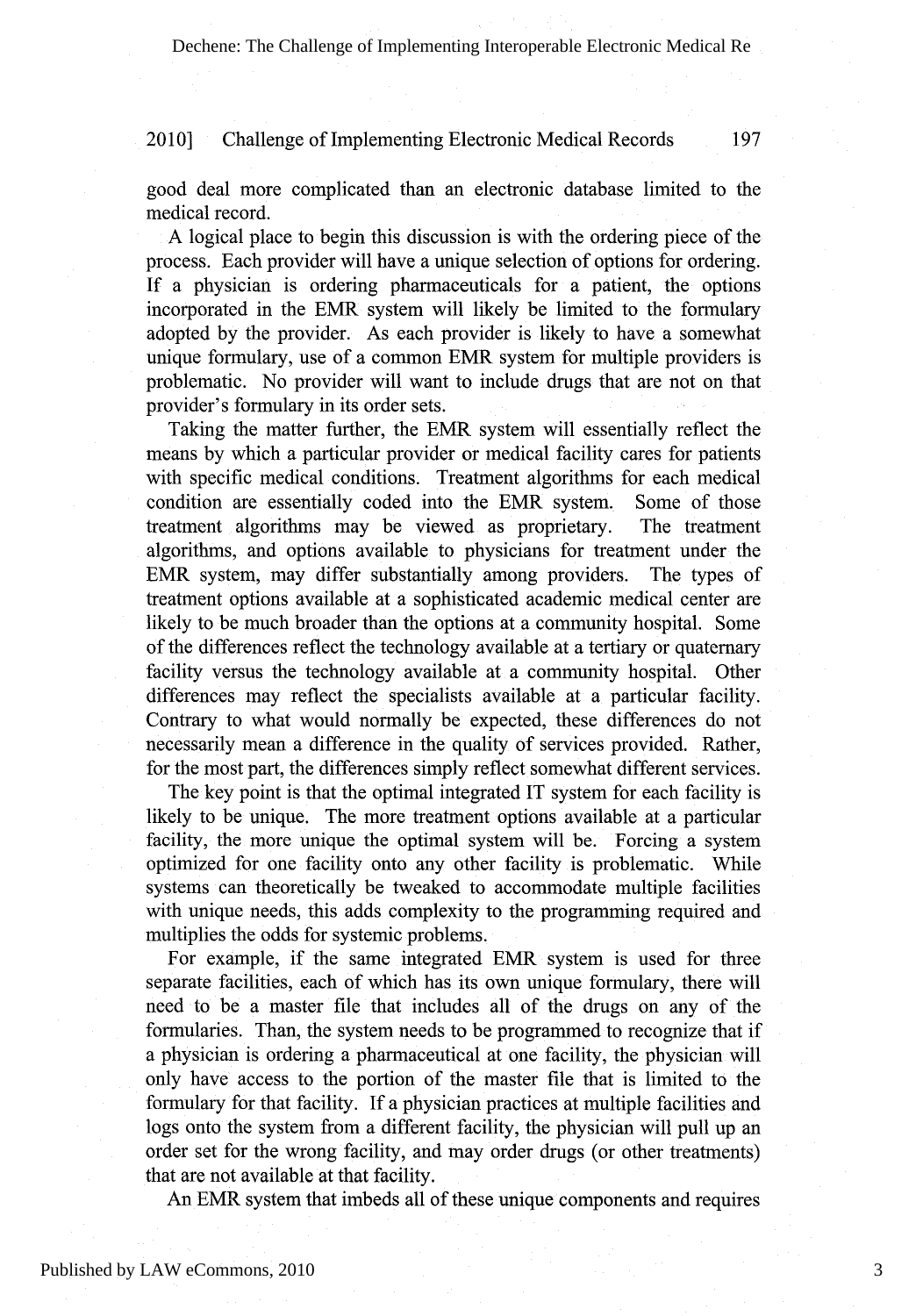good deal more complicated than an electronic database limited to the medical record.

A logical place to begin this discussion is with the ordering piece of the process. Each provider will have a unique selection of options for ordering. If a physician is ordering pharmaceuticals for a patient, the options incorporated in the EMR system will likely be limited to the formulary adopted by the provider. As each provider is likely to have a somewhat unique formulary, use of a common EMR system for multiple providers is problematic. No provider will want to include drugs that are not on that provider's formulary in its order sets.

Taking the matter further, the EMR system will essentially reflect the means by which a particular provider or medical facility cares for patients with specific medical conditions. Treatment algorithms for each medical condition are essentially coded into the EMR system. Some of those treatment algorithms may be viewed as proprietary. The treatment algorithms, and options available to physicians for treatment under the EMR system, may differ substantially among providers. The types of treatment options available at a sophisticated academic medical center are likely to be much broader than the options at a community hospital. Some of the differences reflect the technology available at a tertiary or quaternary facility versus the technology available at a community hospital. Other differences may reflect the specialists available at a particular facility. Contrary to what would normally be expected, these differences do not necessarily mean a difference in the quality of services provided. Rather, for the most part, the differences simply reflect somewhat different services.

The key point is that the optimal integrated IT system for each facility is likely to be unique. The more treatment options available at a particular facility, the more unique the optimal system will be. Forcing a system optimized for one facility onto any other facility is problematic. While systems can theoretically be tweaked to accommodate multiple facilities with unique needs, this adds complexity to the programming required and multiplies the odds for systemic problems.

For example, if the same integrated EMR system is used for three separate facilities, each of which has its own unique formulary, there will need to be a master file that includes all of the drugs on any of the formularies. Than, the system needs to be programmed to recognize that if a physician is ordering a pharmaceutical at one facility, the physician will only have access to the portion of the master file that is limited to the formulary for that facility. If a physician practices at multiple facilities and logs onto the system from a different facility, the physician will pull up an order set for the wrong facility, and may order drugs (or other treatments) that are not available at that facility.

An EMR system that imbeds all of these unique components and requires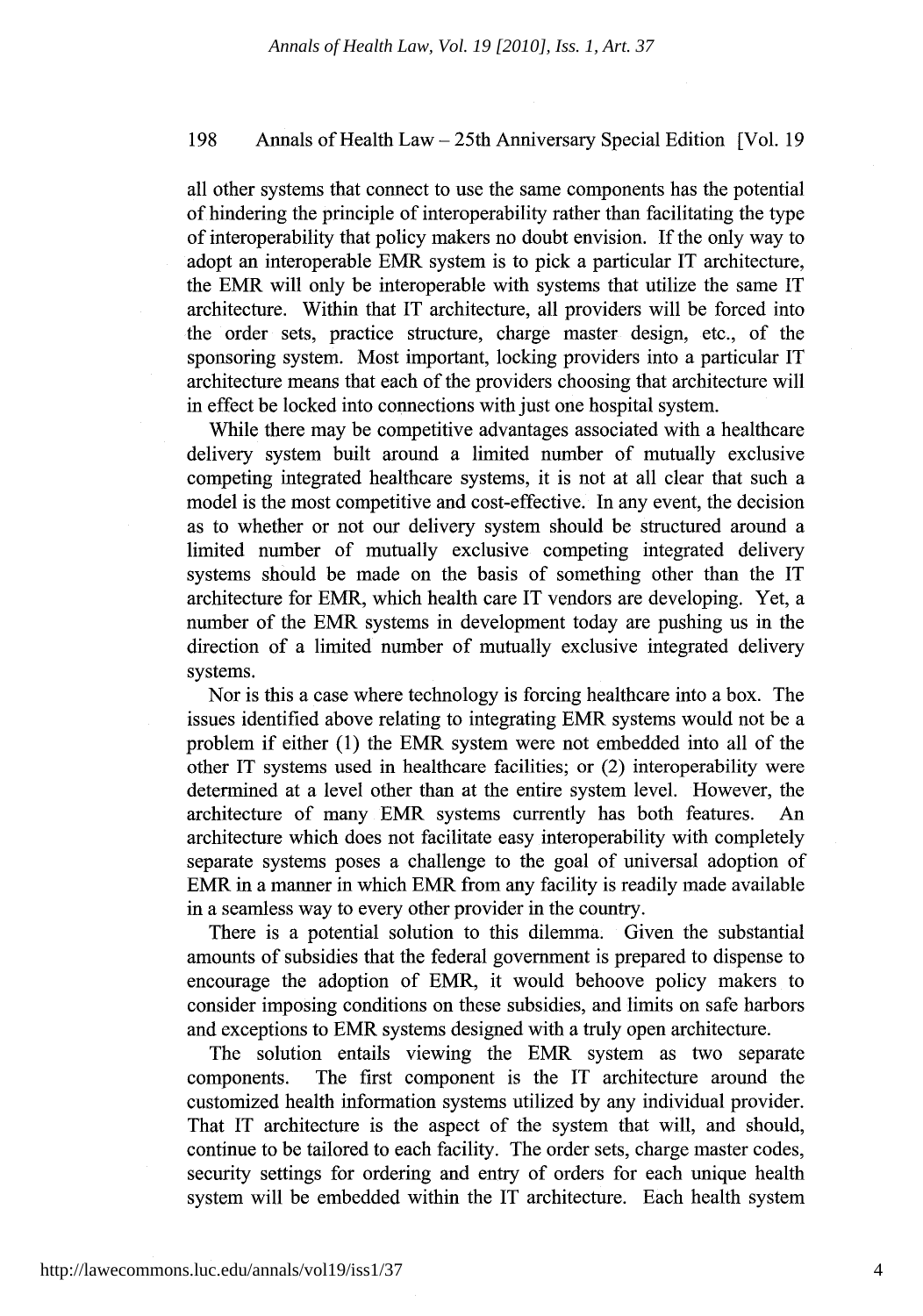all other systems that connect to use the same components has the potential of hindering the principle of interoperability rather than facilitating the type of interoperability that policy makers no doubt envision. If the only way to adopt an interoperable EMR system is to pick a particular IT architecture, the EMR will only be interoperable with systems that utilize the same IT architecture. Within that IT architecture, all providers will be forced into the order sets, practice structure, charge master design, etc., of the sponsoring system. Most important, locking providers into a particular IT architecture means that each of the providers choosing that architecture will in effect be locked into connections with just one hospital system.

While there may be competitive advantages associated with a healthcare delivery system built around a limited number of mutually exclusive competing integrated healthcare systems, it is not at all clear that such a model is the most competitive and cost-effective. In any event, the decision as to whether or not our delivery system should be structured around a limited number of mutually exclusive competing integrated delivery systems should be made on the basis of something other than the IT architecture for EMR, which health care IT vendors are developing. Yet, a number of the EMR systems in development today are pushing us in the direction of a limited number of mutually exclusive integrated delivery systems.

Nor is this a case where technology is forcing healthcare into a box. The issues identified above relating to integrating EMR systems would not be a problem if either (1) the EMR system were not embedded into all of the other IT systems used in healthcare facilities; or (2) interoperability were determined at a level other than at the entire system level. However, the architecture of many EMR systems currently has both features. An architecture which does not facilitate easy interoperability with completely separate systems poses a challenge to the goal of universal adoption of EMR in a manner in which EMR from any facility is readily made available in a seamless way to every other provider in the country.

There is a potential solution to this dilemma. Given the substantial amounts of subsidies that the federal government is prepared to dispense to encourage the adoption of EMR, it would behoove policy makers to consider imposing conditions on these subsidies, and limits on safe harbors and exceptions to EMR systems designed with a truly open architecture.

The solution entails viewing the EMR system as two separate components. The first component is the IT architecture around the customized health information systems utilized by any individual provider. That IT architecture is the aspect of the system that will, and should, continue to be tailored to each facility. The order sets, charge master codes, security settings for ordering and entry of orders for each unique health system will be embedded within the IT architecture. Each health system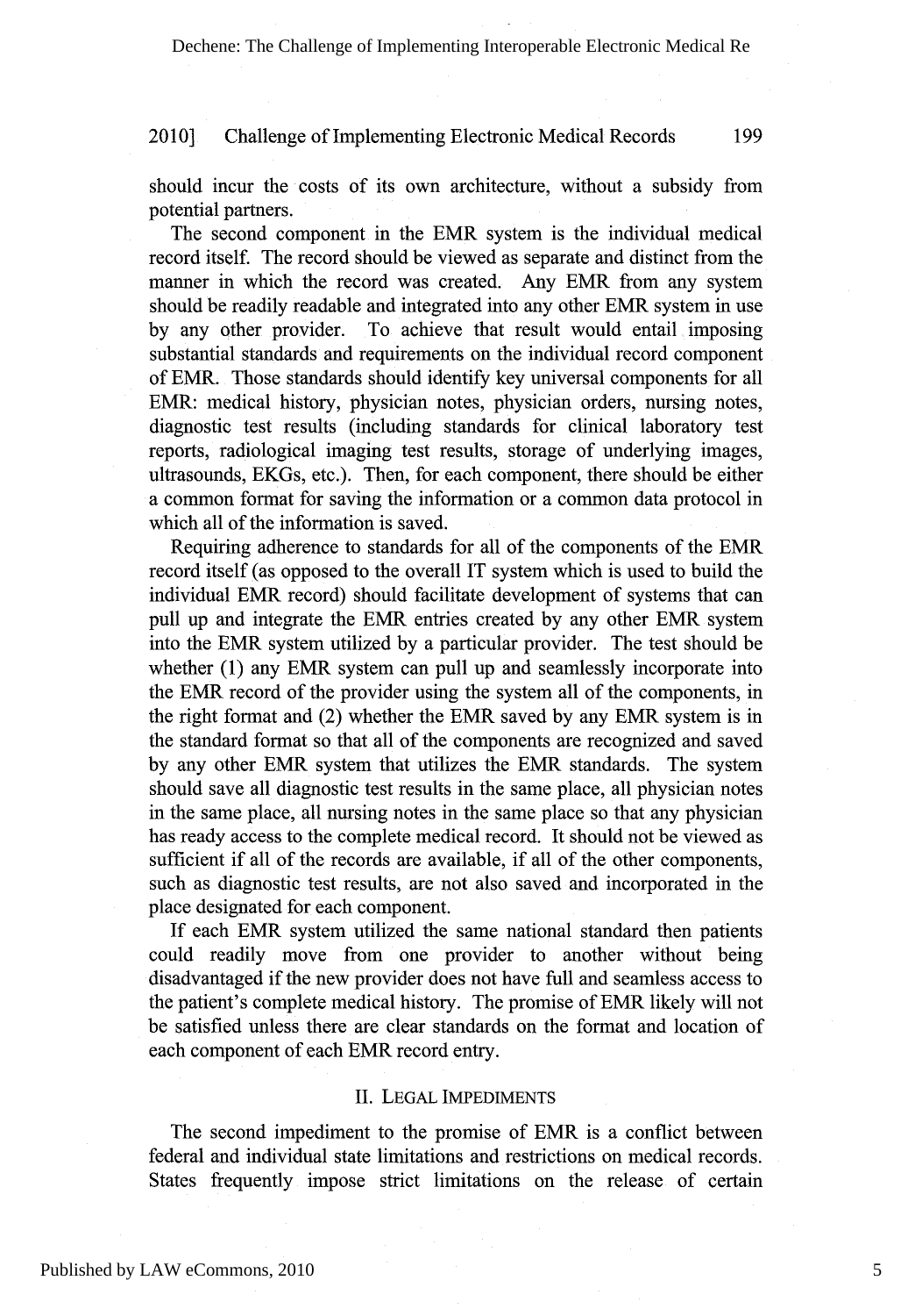should incur the costs of its own architecture, without a subsidy from potential partners.

The second component in the EMR system is the individual medical record itself. The record should be viewed as separate and distinct from the manner in which the record was created. Any EMR from any system should be readily readable and integrated into any other EMR system in use by any other provider. To achieve that result would entail imposing substantial standards and requirements on the individual record component of EMR. Those standards should identify key universal components for all EMR: medical history, physician notes, physician orders, nursing notes, diagnostic test results (including standards for clinical laboratory test reports, radiological imaging test results, storage of underlying images, ultrasounds, EKGs, etc.). Then, for each component, there should be either a common format for saving the information or a common data protocol in which all of the information is saved.

Requiring adherence to standards for all of the components of the EMR record itself (as opposed to the overall IT system which is used to build the individual EMR record) should facilitate development of systems that can pull up and integrate the EMR entries created by any other EMR system into the EMR system utilized by a particular provider. The test should be whether (1) any EMR system can pull up and seamlessly incorporate into the EMR record of the provider using the system all of the components, in the right format and (2) whether the EMR saved by any EMR system is in the standard format so that all of the components are recognized and saved by any other EMR system that utilizes the EMR standards. The system should save all diagnostic test results in the same place, all physician notes in the same place, all nursing notes in the same place so that any physician has ready access to the complete medical record. It should not be viewed as sufficient if all of the records are available, if all of the other components, such as diagnostic test results, are not also saved and incorporated in the place designated for each component.

If each EMR system utilized the same national standard then patients could readily move from one provider to another without being disadvantaged if the new provider does not have full and seamless access to the patient's complete medical history. The promise of EMR likely will not be satisfied unless there are clear standards on the format and location of each component of each EMR record entry.

## II. Legal Impediments

The second impediment to the promise of EMR is a conflict between federal and individual state limitations and restrictions on medical records. States frequently impose strict limitations on the release of certain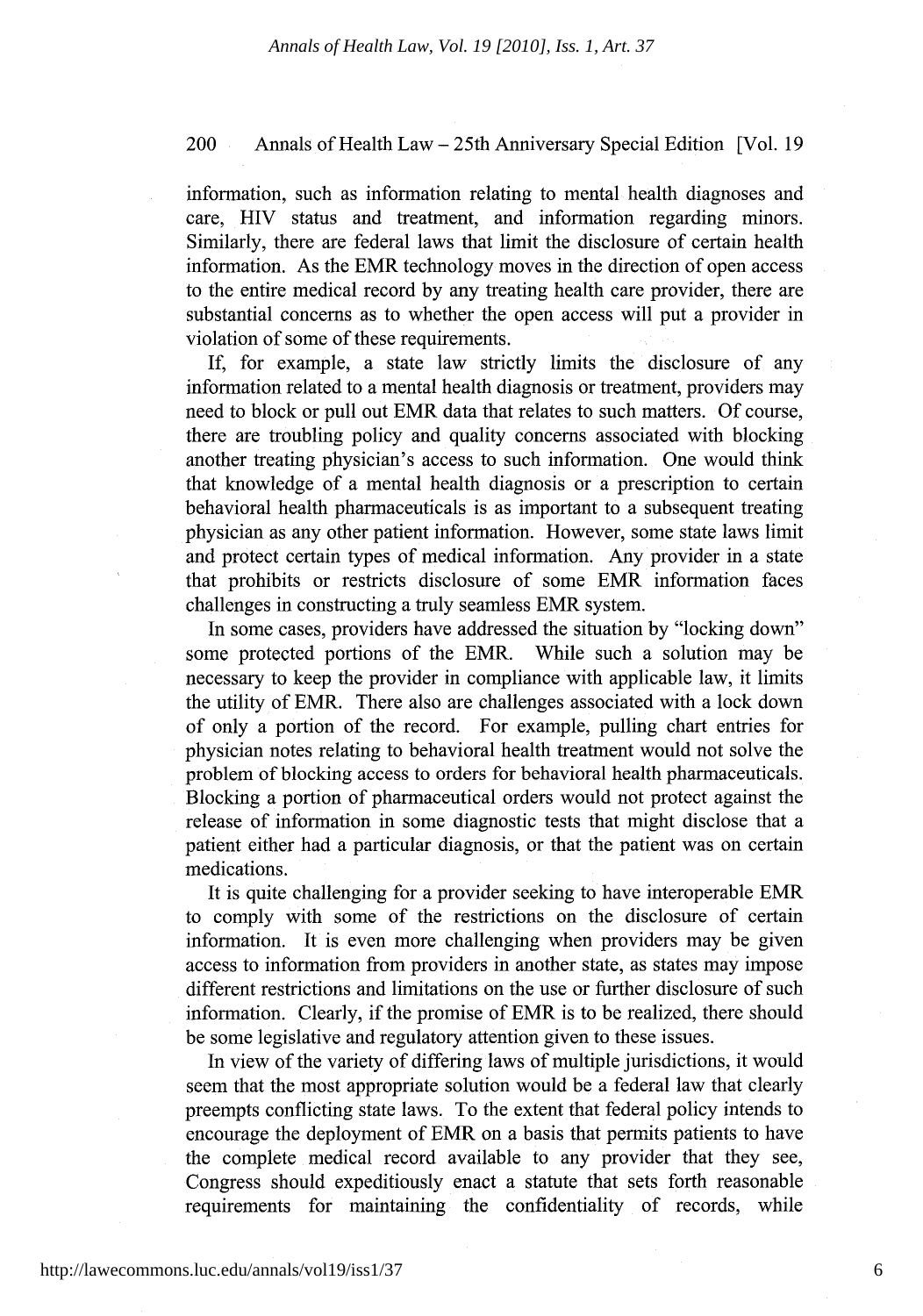information, such as information relating to mental health diagnoses and care, HIV status and treatment, and information regarding minors. Similarly, there are federal laws that limit the disclosure of certain health information. As the EMR technology moves in the direction of open access to the entire medical record by any treating health care provider, there are substantial concerns as to whether the open access will put a provider in violation of some of these requirements.

If, for example, a state law strictly limits the disclosure of any information related to a mental health diagnosis or treatment, providers may need to block or pull out EMR data that relates to such matters. Of course, there are troubling policy and quality concerns associated with blocking another treating physician's access to such information. One would think that knowledge of a mental health diagnosis or a prescription to certain behavioral health pharmaceuticals is as important to a subsequent treating physician as any other patient information. However, some state laws limit and protect certain types of medical information. Any provider in a state that prohibits or restricts disclosure of some EMR information faces challenges in constructing a truly seamless EMR system.

In some cases, providers have addressed the situation by "locking down" some protected portions of the EMR. While such a solution may be necessary to keep the provider in compliance with applicable law, it limits the utility of EMR. There also are challenges associated with a lock down of only a portion of the record. For example, pulling chart entries for physician notes relating to behavioral health treatment would not solve the problem of blocking access to orders for behavioral health pharmaceuticals. Blocking a portion of pharmaceutical orders would not protect against the release of information in some diagnostic tests that might disclose that a patient either had a particular diagnosis, or that the patient was on certain medications.

It is quite challenging for a provider seeking to have interoperable EMR to comply with some of the restrictions on the disclosure of certain information. It is even more challenging when providers may be given access to information from providers in another state, as states may impose different restrictions and limitations on the use or further disclosure of such information. Clearly, if the promise of EMR is to be realized, there should be some legislative and regulatory attention given to these issues.

In view of the variety of differing laws of multiple jurisdictions, it would seem that the most appropriate solution would be a federal law that clearly preempts conflicting state laws. To the extent that federal policy intends to encourage the deployment of EMR on a basis that permits patients to have the complete medical record available to any provider that they see, Congress should expeditiously enact a statute that sets forth reasonable requirements for maintaining the confidentiality of records, while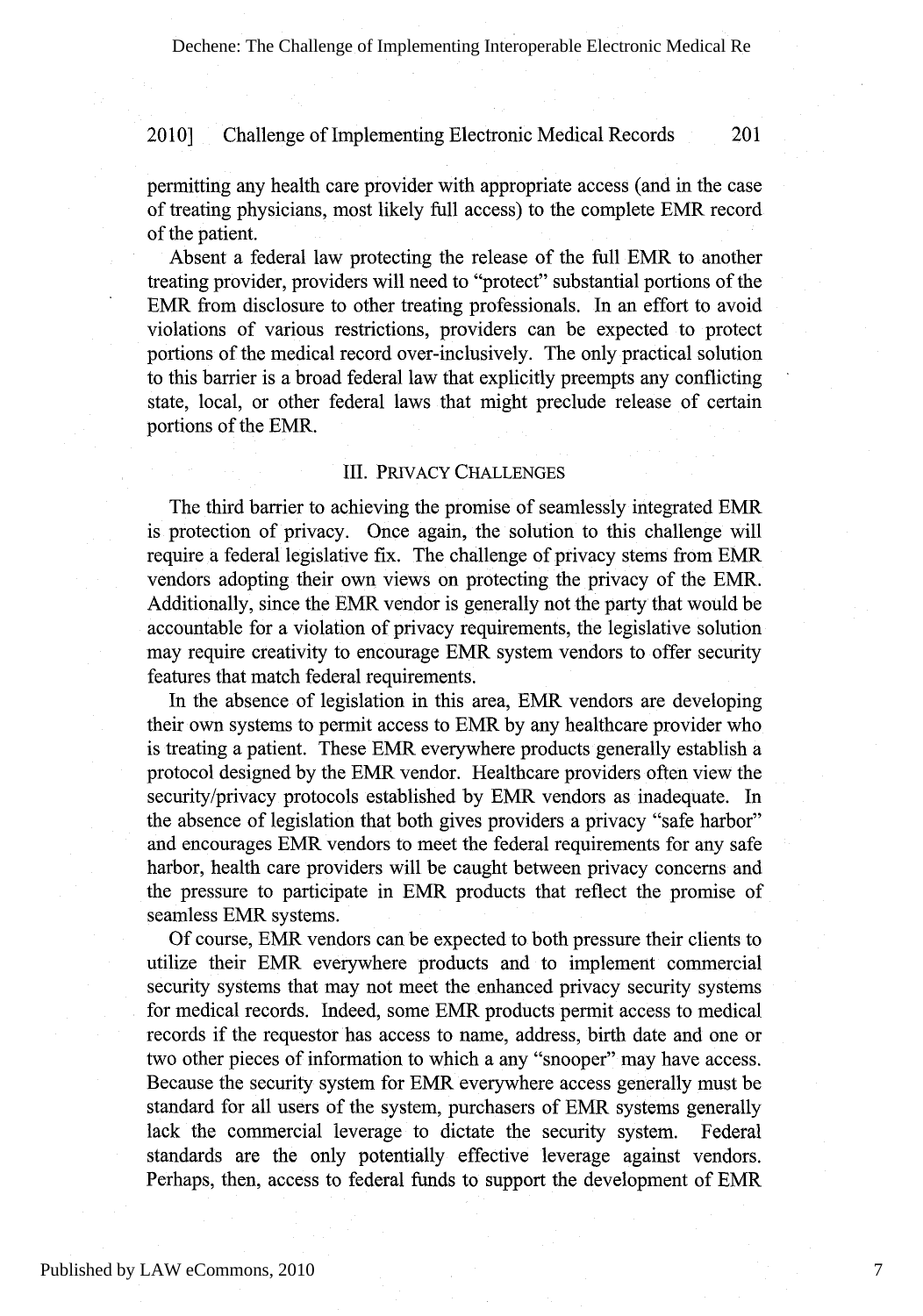permitting any health care provider with appropriate access (and in the case of treating physicians, most likely full access) to the complete EMR record of the patient.

Absent a federal law protecting the release of the full EMR to another treating provider, providers will need to "protect" substantial portions of the EMR from disclosure to other treating professionals. In an effort to avoid violations of various restrictions, providers can be expected to protect portions of the medical record over-inclusively. The only practical solution to this barrier is a broad federal law that explicitly preempts any conflicting state, local, or other federal laws that might preclude release of certain portions of the EMR.

## III. PRIVACY CHALLENGES

The third barrier to achieving the promise of seamlessly integrated EMR is protection of privacy. Once again, the solution to this challenge will require a federal legislative fix. The challenge of privacy stems from EMR vendors adopting their own views on protecting the privacy of the EMR. Additionally, since the EMR vendor is generally not the party that would be accountable for a violation of privacy requirements, the legislative solution may require creativity to encourage EMR system vendors to offer security features that match federal requirements.

In the absence of legislation in this area, EMR vendors are developing their own systems to permit access to EMR by any healthcare provider who is treating a patient. These EMR everywhere products generally establish a protocol designed by the EMR vendor. Healthcare providers often view the security/privacy protocols established by EMR vendors as inadequate. In the absence of legislation that both gives providers a privacy "safe harbor" and encourages EMR vendors to meet the federal requirements for any safe harbor, health care providers will be caught between privacy concerns and the pressure to participate in EMR products that reflect the promise of seamless EMR systems.

Of course, EMR vendors can be expected to both pressure their clients to utilize their EMR everywhere products and to implement commercial security systems that may not meet the enhanced privacy security systems for medical records. Indeed, some EMR products permit access to medical records if the requestor has access to name, address, birth date and one or two other pieces of information to which a any "snooper" may have access. Because the security system for EMR everywhere access generally must be standard for all users of the system, purchasers of EMR systems generally lack the commercial leverage to dictate the security system. Federal standards are the only potentially effective leverage against vendors. Perhaps, then, access to federal funds to support the development of EMR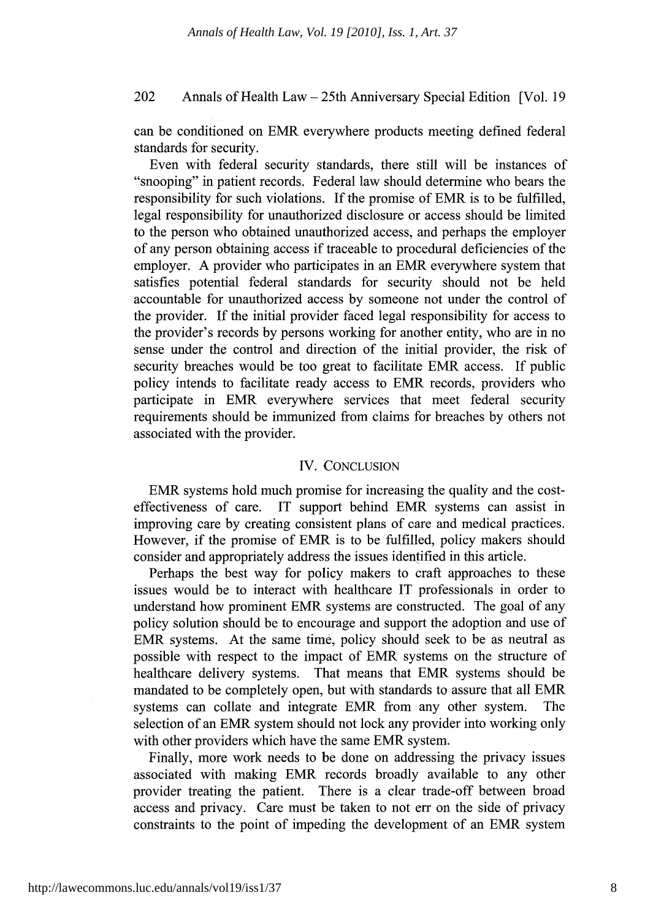can be conditioned on EMR everywhere products meeting defined federal standards for security.

Even with federal security standards, there still will be instances of "snooping" in patient records. Federal law should determine who bears the responsibility for such violations. If the promise of EMR is to be fulfilled, legal responsibility for unauthorized disclosure or access should be limited to the person who obtained unauthorized access, and perhaps the employer of any person obtaining access if traceable to procedural deficiencies of the employer. A provider who participates in an EMR everywhere system that satisfies potential federal standards for security should not be held accountable for unauthorized access by someone not under the control of the provider. If the initial provider faced legal responsibility for access to the provider's records by persons working for another entity, who are in no sense under the control and direction of the initial provider, the risk of security breaches would be too great to facilitate EMR access. If public policy intends to facilitate ready access to EMR records, providers who participate in EMR everywhere services that meet federal security requirements should be immunized from claims for breaches by others not associated with the provider.

## IV. CONCLUSION

EMR systems hold much promise for increasing the quality and the cost-effectiveness of care. IT support behind EMR systems can assist in improving care by creating consistent plans of care and medical practices. However, if the promise of EMR is to be fulfilled, policy makers should consider and appropriately address the issues identified in this article.

Perhaps the best way for policy makers to craft approaches to these issues would be to interact with healthcare IT professionals in order to understand how prominent EMR systems are constructed. The goal of any policy solution should be to encourage and support the adoption and use of EMR systems. At the same time, policy should seek to be as neutral as possible with respect to the impact of EMR systems on the structure of healthcare delivery systems. That means that EMR systems should be mandated to be completely open, but with standards to assure that all EMR systems can collate and integrate EMR from any other system. The selection of an EMR system should not lock any provider into working only with other providers which have the same EMR system.

Finally, more work needs to be done on addressing the privacy issues associated with making EMR records broadly available to any other provider treating the patient. There is a clear trade-off between broad access and privacy. Care must be taken to not err on the side of privacy constraints to the point of impeding the development of an EMR system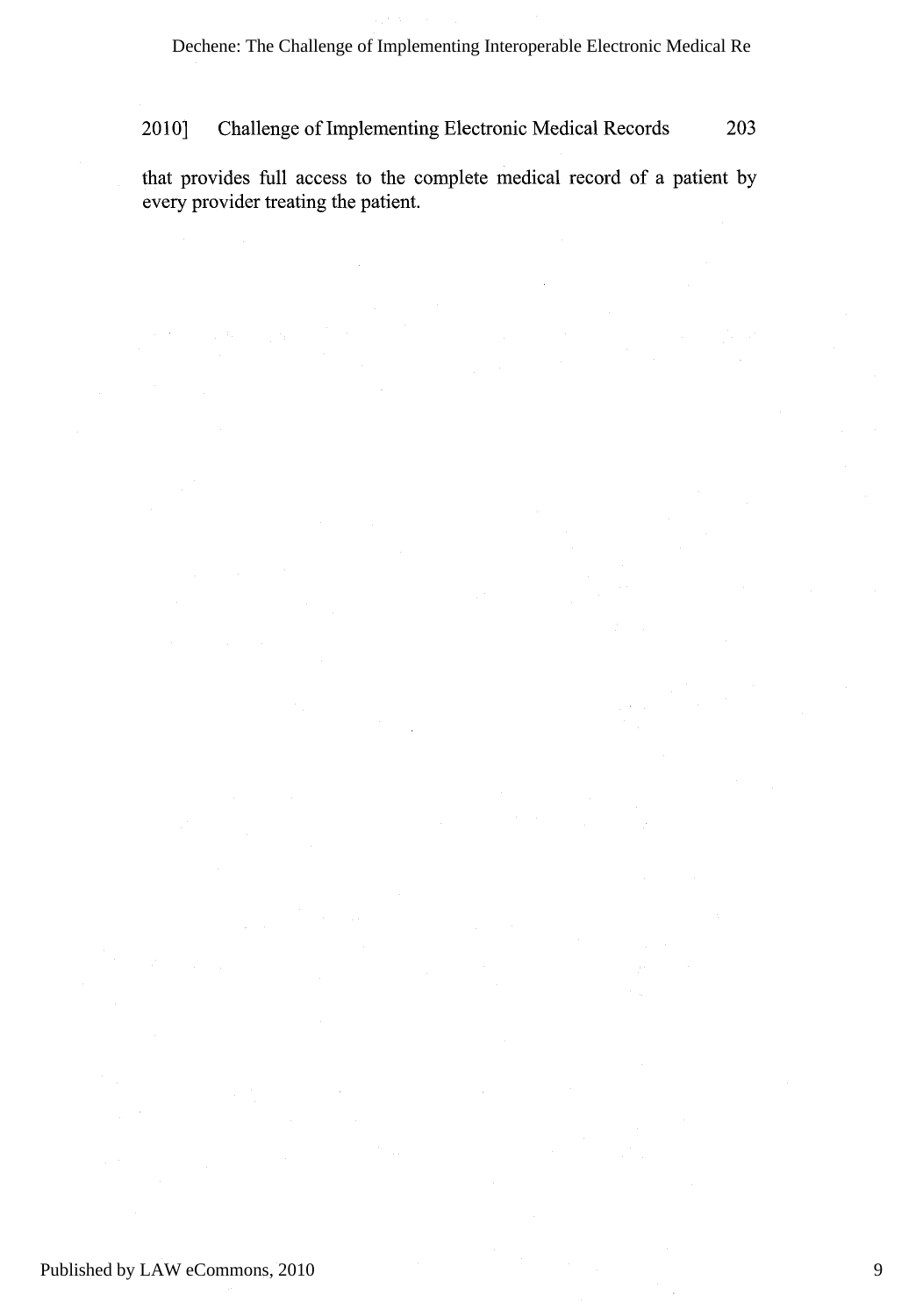that provides full access to the complete medical record of a patient by every provider treating the patient.